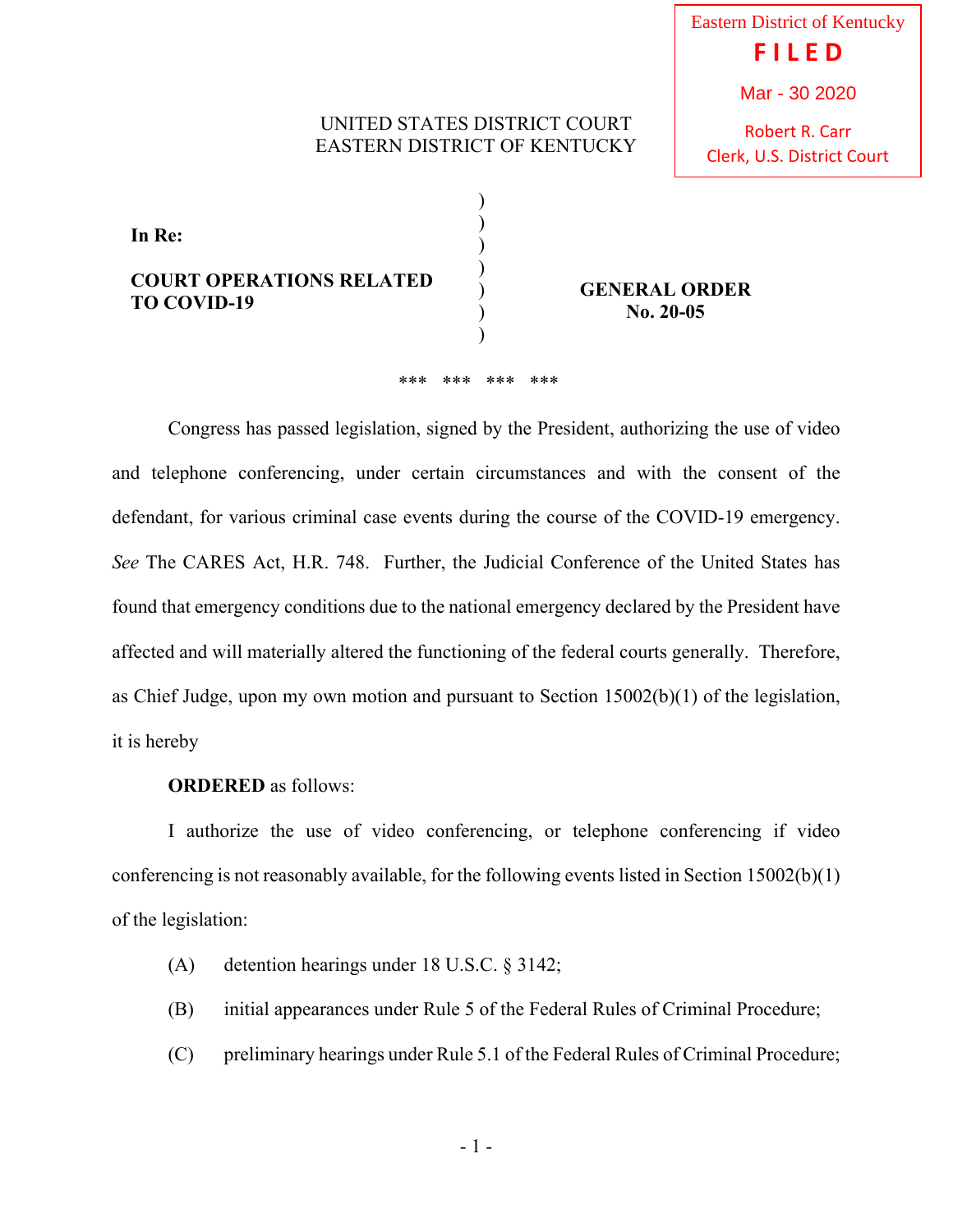Eastern District of Kentucky
**FILED**
Mar - 30 2020
Robert R. Carr
Clerk, U.S. District Court

UNITED STATES DISTRICT COURT
EASTERN DISTRICT OF KENTUCKY

**In Re:**

**COURT OPERATIONS RELATED TO COVID-19**

**GENERAL ORDER No. 20-05**

\*\*\* \*\*\* \*\*\* \*\*\*

Congress has passed legislation, signed by the President, authorizing the use of video and telephone conferencing, under certain circumstances and with the consent of the defendant, for various criminal case events during the course of the COVID-19 emergency. *See* The CARES Act, H.R. 748. Further, the Judicial Conference of the United States has found that emergency conditions due to the national emergency declared by the President have affected and will materially altered the functioning of the federal courts generally. Therefore, as Chief Judge, upon my own motion and pursuant to Section 15002(b)(1) of the legislation, it is hereby

**ORDERED** as follows:

I authorize the use of video conferencing, or telephone conferencing if video conferencing is not reasonably available, for the following events listed in Section 15002(b)(1) of the legislation:

(A) detention hearings under 18 U.S.C. § 3142;

(B) initial appearances under Rule 5 of the Federal Rules of Criminal Procedure;

(C) preliminary hearings under Rule 5.1 of the Federal Rules of Criminal Procedure;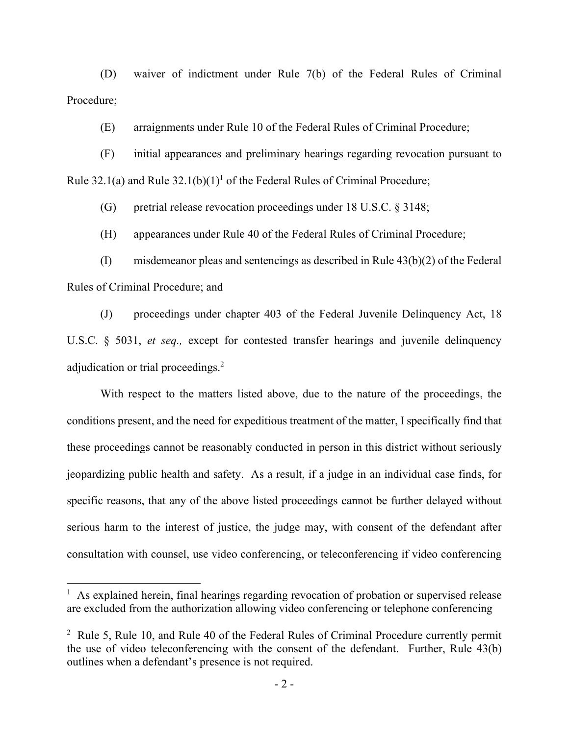(D) waiver of indictment under Rule 7(b) of the Federal Rules of Criminal Procedure;

(E) arraignments under Rule 10 of the Federal Rules of Criminal Procedure;

(F) initial appearances and preliminary hearings regarding revocation pursuant to Rule 32.1(a) and Rule 32.1(b)(1)[1] of the Federal Rules of Criminal Procedure;

(G) pretrial release revocation proceedings under 18 U.S.C. § 3148;

(H) appearances under Rule 40 of the Federal Rules of Criminal Procedure;

(I) misdemeanor pleas and sentencings as described in Rule 43(b)(2) of the Federal Rules of Criminal Procedure; and

(J) proceedings under chapter 403 of the Federal Juvenile Delinquency Act, 18 U.S.C. § 5031, *et seq.,* except for contested transfer hearings and juvenile delinquency adjudication or trial proceedings.[2]

With respect to the matters listed above, due to the nature of the proceedings, the conditions present, and the need for expeditious treatment of the matter, I specifically find that these proceedings cannot be reasonably conducted in person in this district without seriously jeopardizing public health and safety. As a result, if a judge in an individual case finds, for specific reasons, that any of the above listed proceedings cannot be further delayed without serious harm to the interest of justice, the judge may, with consent of the defendant after consultation with counsel, use video conferencing, or teleconferencing if video conferencing

---

[1] As explained herein, final hearings regarding revocation of probation or supervised release are excluded from the authorization allowing video conferencing or telephone conferencing

[2] Rule 5, Rule 10, and Rule 40 of the Federal Rules of Criminal Procedure currently permit the use of video teleconferencing with the consent of the defendant. Further, Rule 43(b) outlines when a defendant's presence is not required.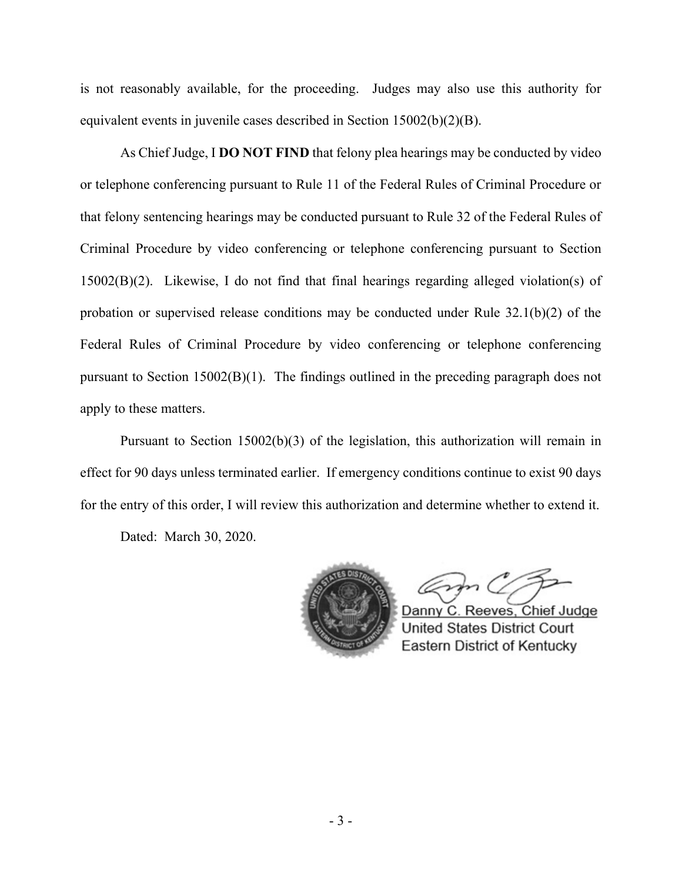is not reasonably available, for the proceeding. Judges may also use this authority for equivalent events in juvenile cases described in Section 15002(b)(2)(B).

As Chief Judge, I **DO NOT FIND** that felony plea hearings may be conducted by video or telephone conferencing pursuant to Rule 11 of the Federal Rules of Criminal Procedure or that felony sentencing hearings may be conducted pursuant to Rule 32 of the Federal Rules of Criminal Procedure by video conferencing or telephone conferencing pursuant to Section 15002(B)(2). Likewise, I do not find that final hearings regarding alleged violation(s) of probation or supervised release conditions may be conducted under Rule 32.1(b)(2) of the Federal Rules of Criminal Procedure by video conferencing or telephone conferencing pursuant to Section 15002(B)(1). The findings outlined in the preceding paragraph does not apply to these matters.

Pursuant to Section 15002(b)(3) of the legislation, this authorization will remain in effect for 90 days unless terminated earlier. If emergency conditions continue to exist 90 days for the entry of this order, I will review this authorization and determine whether to extend it.

Dated: March 30, 2020.

Danny C. Reeves, Chief Judge
United States District Court
Eastern District of Kentucky